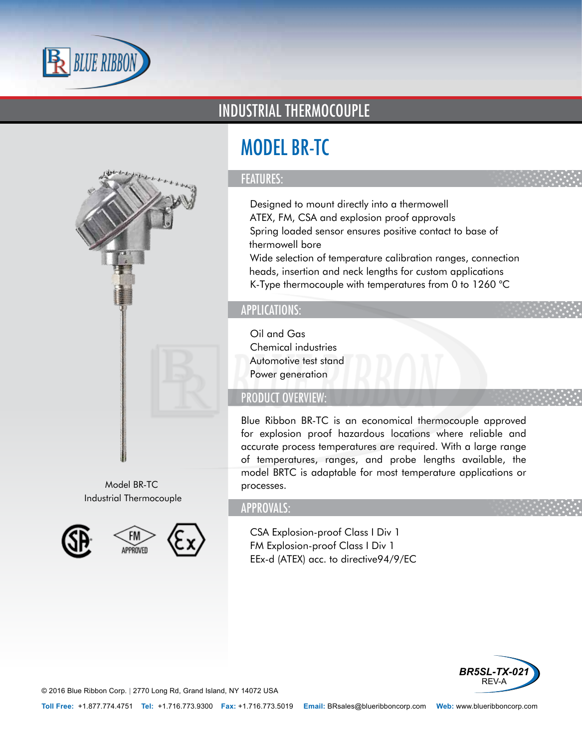# INDUSTRIAL THERMOCOUPLE

## MODEL BR-TC

### FEATURES:

- Designed to mount directly into a thermowell
- ATEX, FM, CSA and explosion proof approvals
- Spring loaded sensor ensures positive contact to base of thermowell bore
- Wide selection of temperature calibration ranges, connection heads, insertion and neck lengths for custom applications
- K-Type thermocouple with temperatures from 0 to 1260 °C

### APPLICATIONS:

- Oil and Gas
- Chemical industries
- Automotive test stand
- Power generation

### PRODUCT OVERVIEW:

Blue Ribbon BR-TC is an economical thermocouple approved for explosion proof hazardous locations where reliable and accurate process temperatures are required. With a large range of temperatures, ranges, and probe lengths available, the model BRTC is adaptable for most temperature applications or processes.

Model BR-TC
Industrial Thermocouple

### APPROVALS:

- CSA Explosion-proof Class I Div 1
- FM Explosion-proof Class I Div 1
- EEx-d (ATEX) acc. to directive94/9/EC

BR5SL-TX-021
REV-A

© 2016 Blue Ribbon Corp. | 2770 Long Rd, Grand Island, NY 14072 USA

**Toll Free:** +1.877.774.4751 **Tel:** +1.716.773.9300 **Fax:** +1.716.773.5019 **Email:** BRsales@blueribboncorp.com **Web:** www.blueribboncorp.com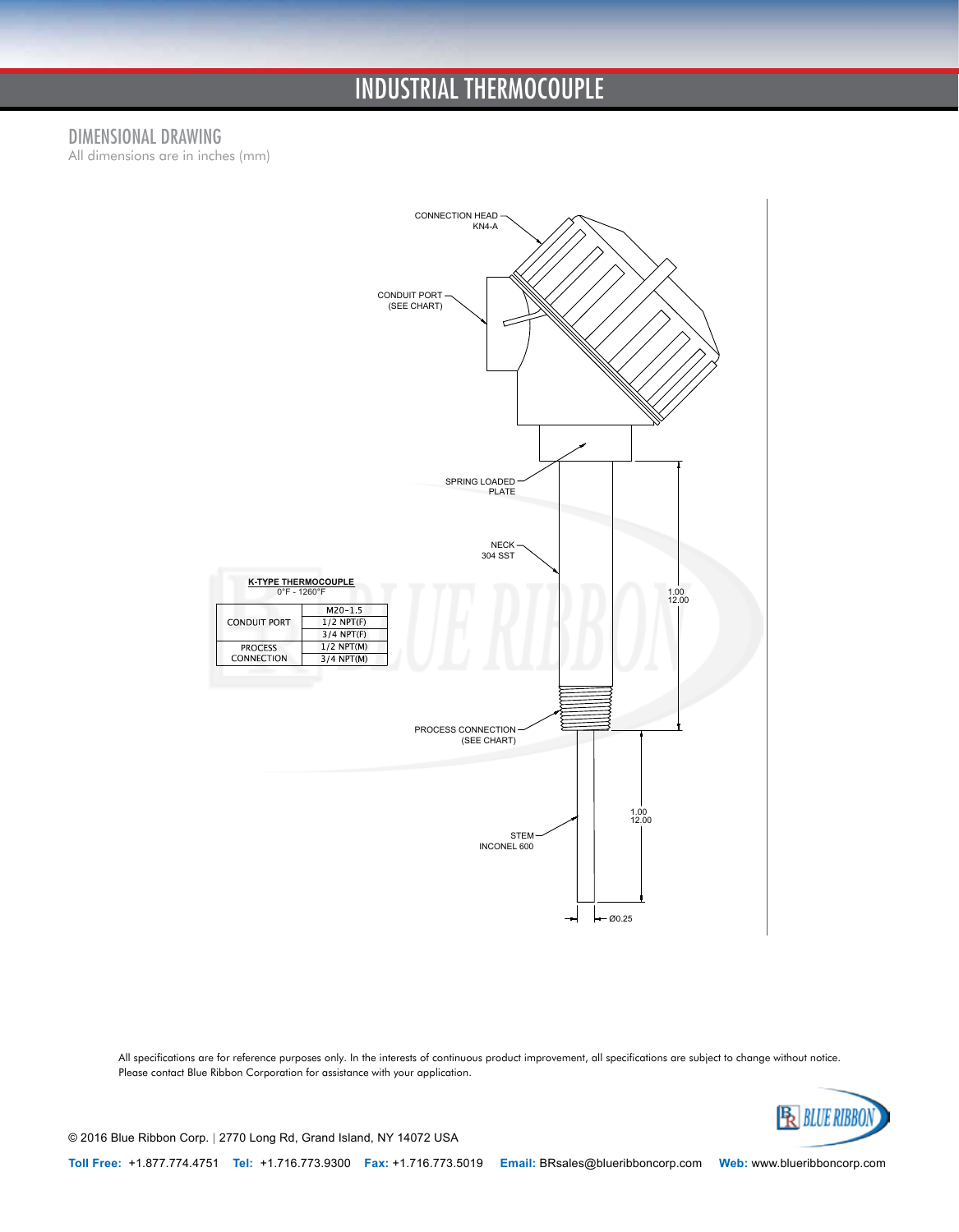# INDUSTRIAL THERMOCOUPLE

## DIMENSIONAL DRAWING

All dimensions are in inches (mm)

CONNECTION HEAD
KN4-A

CONDUIT PORT
(SEE CHART)

SPRING LOADED
PLATE

NECK
304 SST

1.00
12.00

PROCESS CONNECTION
(SEE CHART)

STEM
INCONEL 600

1.00
12.00

Ø0.25

**K-TYPE THERMOCOUPLE**
0°F - 1260°F

| | |
|---|---|
| CONDUIT PORT | M20-1.5 |
| | 1/2 NPT(F) |
| | 3/4 NPT(F) |
| PROCESS CONNECTION | 1/2 NPT(M) |
| | 3/4 NPT(M) |

All specifications are for reference purposes only. In the interests of continuous product improvement, all specifications are subject to change without notice. Please contact Blue Ribbon Corporation for assistance with your application.

© 2016 Blue Ribbon Corp. | 2770 Long Rd, Grand Island, NY 14072 USA

**Toll Free:** +1.877.774.4751 **Tel:** +1.716.773.9300 **Fax:** +1.716.773.5019 **Email:** BRsales@blueribboncorp.com **Web:** www.blueribboncorp.com